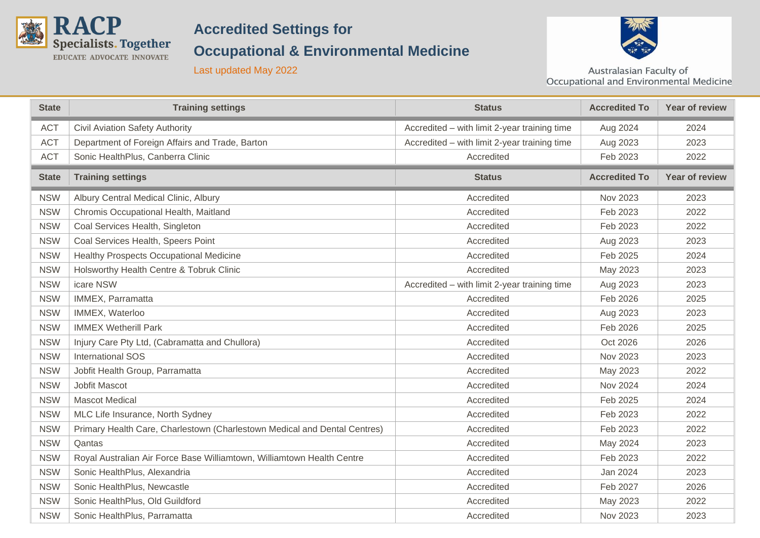# Accredited Settings for Occupational & Environmental Medicine

Last updated May 2022

Australasian Faculty of Occupational and Environmental Medicine

| State | Training settings | Status | Accredited To | Year of review |
|---|---|---|---|---|
| ACT | Civil Aviation Safety Authority | Accredited – with limit 2-year training time | Aug 2024 | 2024 |
| ACT | Department of Foreign Affairs and Trade, Barton | Accredited – with limit 2-year training time | Aug 2023 | 2023 |
| ACT | Sonic HealthPlus, Canberra Clinic | Accredited | Feb 2023 | 2022 |

| State | Training settings | Status | Accredited To | Year of review |
|---|---|---|---|---|
| NSW | Albury Central Medical Clinic, Albury | Accredited | Nov 2023 | 2023 |
| NSW | Chromis Occupational Health, Maitland | Accredited | Feb 2023 | 2022 |
| NSW | Coal Services Health, Singleton | Accredited | Feb 2023 | 2022 |
| NSW | Coal Services Health, Speers Point | Accredited | Aug 2023 | 2023 |
| NSW | Healthy Prospects Occupational Medicine | Accredited | Feb 2025 | 2024 |
| NSW | Holsworthy Health Centre & Tobruk Clinic | Accredited | May 2023 | 2023 |
| NSW | icare NSW | Accredited – with limit 2-year training time | Aug 2023 | 2023 |
| NSW | IMMEX, Parramatta | Accredited | Feb 2026 | 2025 |
| NSW | IMMEX, Waterloo | Accredited | Aug 2023 | 2023 |
| NSW | IMMEX Wetherill Park | Accredited | Feb 2026 | 2025 |
| NSW | Injury Care Pty Ltd, (Cabramatta and Chullora) | Accredited | Oct 2026 | 2026 |
| NSW | International SOS | Accredited | Nov 2023 | 2023 |
| NSW | Jobfit Health Group, Parramatta | Accredited | May 2023 | 2022 |
| NSW | Jobfit Mascot | Accredited | Nov 2024 | 2024 |
| NSW | Mascot Medical | Accredited | Feb 2025 | 2024 |
| NSW | MLC Life Insurance, North Sydney | Accredited | Feb 2023 | 2022 |
| NSW | Primary Health Care, Charlestown (Charlestown Medical and Dental Centres) | Accredited | Feb 2023 | 2022 |
| NSW | Qantas | Accredited | May 2024 | 2023 |
| NSW | Royal Australian Air Force Base Williamtown, Williamtown Health Centre | Accredited | Feb 2023 | 2022 |
| NSW | Sonic HealthPlus, Alexandria | Accredited | Jan 2024 | 2023 |
| NSW | Sonic HealthPlus, Newcastle | Accredited | Feb 2027 | 2026 |
| NSW | Sonic HealthPlus, Old Guildford | Accredited | May 2023 | 2022 |
| NSW | Sonic HealthPlus, Parramatta | Accredited | Nov 2023 | 2023 |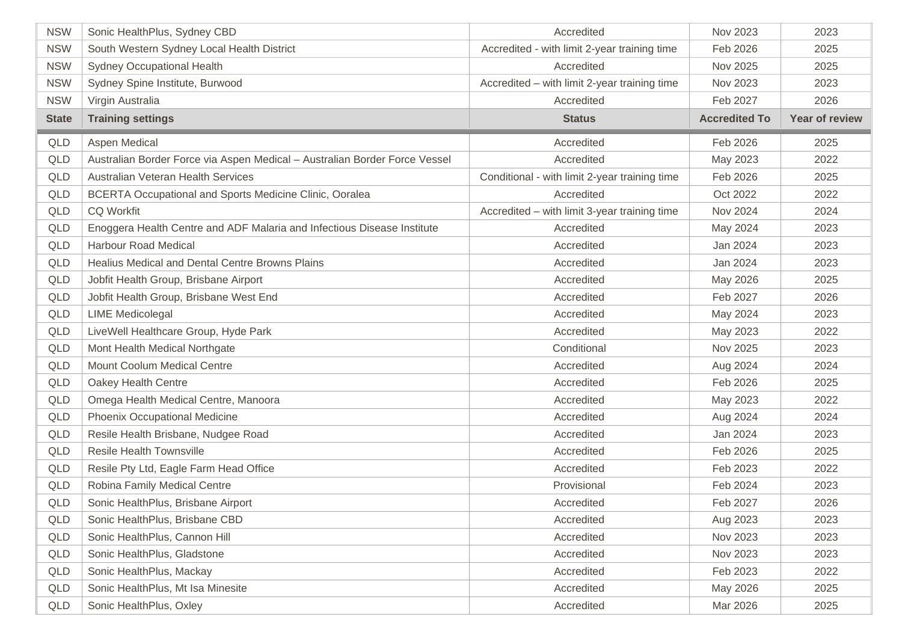| State | Training settings | Status | Accredited To | Year of review |
|---|---|---|---|---|
| NSW | Sonic HealthPlus, Sydney CBD | Accredited | Nov 2023 | 2023 |
| NSW | South Western Sydney Local Health District | Accredited - with limit 2-year training time | Feb 2026 | 2025 |
| NSW | Sydney Occupational Health | Accredited | Nov 2025 | 2025 |
| NSW | Sydney Spine Institute, Burwood | Accredited – with limit 2-year training time | Nov 2023 | 2023 |
| NSW | Virgin Australia | Accredited | Feb 2027 | 2026 |

| State | Training settings | Status | Accredited To | Year of review |
|---|---|---|---|---|
| QLD | Aspen Medical | Accredited | Feb 2026 | 2025 |
| QLD | Australian Border Force via Aspen Medical – Australian Border Force Vessel | Accredited | May 2023 | 2022 |
| QLD | Australian Veteran Health Services | Conditional - with limit 2-year training time | Feb 2026 | 2025 |
| QLD | BCERTA Occupational and Sports Medicine Clinic, Ooralea | Accredited | Oct 2022 | 2022 |
| QLD | CQ Workfit | Accredited – with limit 3-year training time | Nov 2024 | 2024 |
| QLD | Enoggera Health Centre and ADF Malaria and Infectious Disease Institute | Accredited | May 2024 | 2023 |
| QLD | Harbour Road Medical | Accredited | Jan 2024 | 2023 |
| QLD | Healius Medical and Dental Centre Browns Plains | Accredited | Jan 2024 | 2023 |
| QLD | Jobfit Health Group, Brisbane Airport | Accredited | May 2026 | 2025 |
| QLD | Jobfit Health Group, Brisbane West End | Accredited | Feb 2027 | 2026 |
| QLD | LIME Medicolegal | Accredited | May 2024 | 2023 |
| QLD | LiveWell Healthcare Group, Hyde Park | Accredited | May 2023 | 2022 |
| QLD | Mont Health Medical Northgate | Conditional | Nov 2025 | 2023 |
| QLD | Mount Coolum Medical Centre | Accredited | Aug 2024 | 2024 |
| QLD | Oakey Health Centre | Accredited | Feb 2026 | 2025 |
| QLD | Omega Health Medical Centre, Manoora | Accredited | May 2023 | 2022 |
| QLD | Phoenix Occupational Medicine | Accredited | Aug 2024 | 2024 |
| QLD | Resile Health Brisbane, Nudgee Road | Accredited | Jan 2024 | 2023 |
| QLD | Resile Health Townsville | Accredited | Feb 2026 | 2025 |
| QLD | Resile Pty Ltd, Eagle Farm Head Office | Accredited | Feb 2023 | 2022 |
| QLD | Robina Family Medical Centre | Provisional | Feb 2024 | 2023 |
| QLD | Sonic HealthPlus, Brisbane Airport | Accredited | Feb 2027 | 2026 |
| QLD | Sonic HealthPlus, Brisbane CBD | Accredited | Aug 2023 | 2023 |
| QLD | Sonic HealthPlus, Cannon Hill | Accredited | Nov 2023 | 2023 |
| QLD | Sonic HealthPlus, Gladstone | Accredited | Nov 2023 | 2023 |
| QLD | Sonic HealthPlus, Mackay | Accredited | Feb 2023 | 2022 |
| QLD | Sonic HealthPlus, Mt Isa Minesite | Accredited | May 2026 | 2025 |
| QLD | Sonic HealthPlus, Oxley | Accredited | Mar 2026 | 2025 |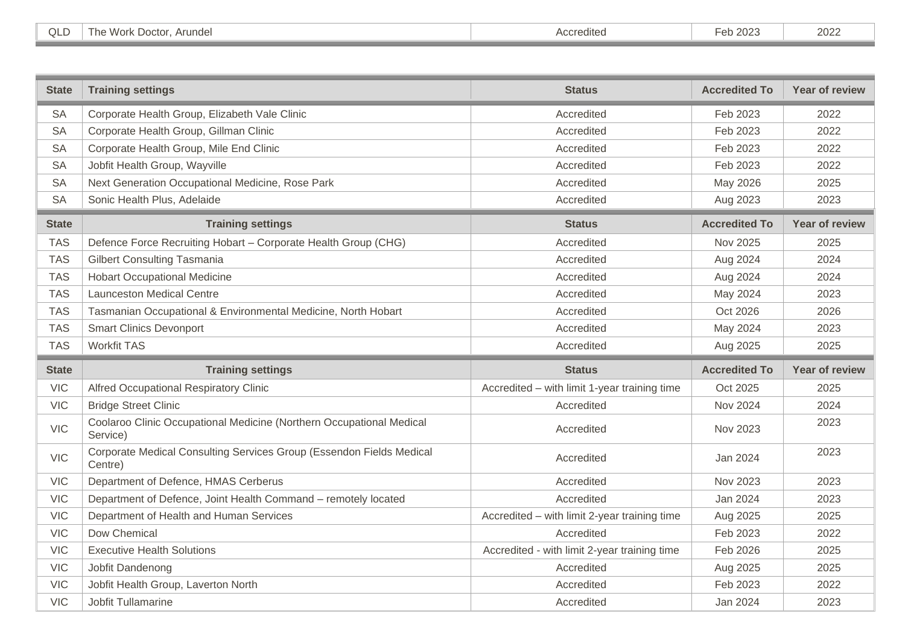| State | Training settings | Status | Accredited To | Year of review |
|---|---|---|---|---|
| QLD | The Work Doctor, Arundel | Accredited | Feb 2023 | 2022 |

| State | Training settings | Status | Accredited To | Year of review |
|---|---|---|---|---|
| SA | Corporate Health Group, Elizabeth Vale Clinic | Accredited | Feb 2023 | 2022 |
| SA | Corporate Health Group, Gillman Clinic | Accredited | Feb 2023 | 2022 |
| SA | Corporate Health Group, Mile End Clinic | Accredited | Feb 2023 | 2022 |
| SA | Jobfit Health Group, Wayville | Accredited | Feb 2023 | 2022 |
| SA | Next Generation Occupational Medicine, Rose Park | Accredited | May 2026 | 2025 |
| SA | Sonic Health Plus, Adelaide | Accredited | Aug 2023 | 2023 |

| State | Training settings | Status | Accredited To | Year of review |
|---|---|---|---|---|
| TAS | Defence Force Recruiting Hobart – Corporate Health Group (CHG) | Accredited | Nov 2025 | 2025 |
| TAS | Gilbert Consulting Tasmania | Accredited | Aug 2024 | 2024 |
| TAS | Hobart Occupational Medicine | Accredited | Aug 2024 | 2024 |
| TAS | Launceston Medical Centre | Accredited | May 2024 | 2023 |
| TAS | Tasmanian Occupational & Environmental Medicine, North Hobart | Accredited | Oct 2026 | 2026 |
| TAS | Smart Clinics Devonport | Accredited | May 2024 | 2023 |
| TAS | Workfit TAS | Accredited | Aug 2025 | 2025 |

| State | Training settings | Status | Accredited To | Year of review |
|---|---|---|---|---|
| VIC | Alfred Occupational Respiratory Clinic | Accredited – with limit 1-year training time | Oct 2025 | 2025 |
| VIC | Bridge Street Clinic | Accredited | Nov 2024 | 2024 |
| VIC | Coolaroo Clinic Occupational Medicine (Northern Occupational Medical Service) | Accredited | Nov 2023 | 2023 |
| VIC | Corporate Medical Consulting Services Group (Essendon Fields Medical Centre) | Accredited | Jan 2024 | 2023 |
| VIC | Department of Defence, HMAS Cerberus | Accredited | Nov 2023 | 2023 |
| VIC | Department of Defence, Joint Health Command – remotely located | Accredited | Jan 2024 | 2023 |
| VIC | Department of Health and Human Services | Accredited – with limit 2-year training time | Aug 2025 | 2025 |
| VIC | Dow Chemical | Accredited | Feb 2023 | 2022 |
| VIC | Executive Health Solutions | Accredited - with limit 2-year training time | Feb 2026 | 2025 |
| VIC | Jobfit Dandenong | Accredited | Aug 2025 | 2025 |
| VIC | Jobfit Health Group, Laverton North | Accredited | Feb 2023 | 2022 |
| VIC | Jobfit Tullamarine | Accredited | Jan 2024 | 2023 |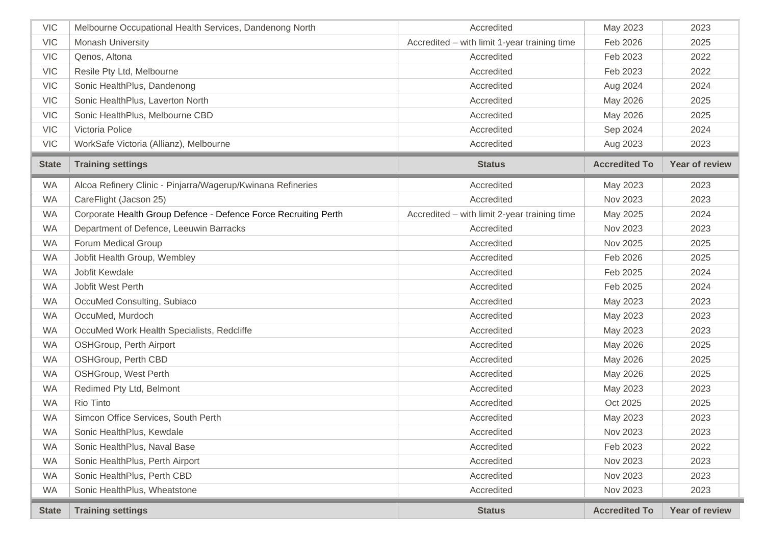| State | Training settings | Status | Accredited To | Year of review |
|---|---|---|---|---|
| VIC | Melbourne Occupational Health Services, Dandenong North | Accredited | May 2023 | 2023 |
| VIC | Monash University | Accredited – with limit 1-year training time | Feb 2026 | 2025 |
| VIC | Qenos, Altona | Accredited | Feb 2023 | 2022 |
| VIC | Resile Pty Ltd, Melbourne | Accredited | Feb 2023 | 2022 |
| VIC | Sonic HealthPlus, Dandenong | Accredited | Aug 2024 | 2024 |
| VIC | Sonic HealthPlus, Laverton North | Accredited | May 2026 | 2025 |
| VIC | Sonic HealthPlus, Melbourne CBD | Accredited | May 2026 | 2025 |
| VIC | Victoria Police | Accredited | Sep 2024 | 2024 |
| VIC | WorkSafe Victoria (Allianz), Melbourne | Accredited | Aug 2023 | 2023 |

| State | Training settings | Status | Accredited To | Year of review |
|---|---|---|---|---|
| WA | Alcoa Refinery Clinic - Pinjarra/Wagerup/Kwinana Refineries | Accredited | May 2023 | 2023 |
| WA | CareFlight (Jacson 25) | Accredited | Nov 2023 | 2023 |
| WA | Corporate Health Group Defence - Defence Force Recruiting Perth | Accredited – with limit 2-year training time | May 2025 | 2024 |
| WA | Department of Defence, Leeuwin Barracks | Accredited | Nov 2023 | 2023 |
| WA | Forum Medical Group | Accredited | Nov 2025 | 2025 |
| WA | Jobfit Health Group, Wembley | Accredited | Feb 2026 | 2025 |
| WA | Jobfit Kewdale | Accredited | Feb 2025 | 2024 |
| WA | Jobfit West Perth | Accredited | Feb 2025 | 2024 |
| WA | OccuMed Consulting, Subiaco | Accredited | May 2023 | 2023 |
| WA | OccuMed, Murdoch | Accredited | May 2023 | 2023 |
| WA | OccuMed Work Health Specialists, Redcliffe | Accredited | May 2023 | 2023 |
| WA | OSHGroup, Perth Airport | Accredited | May 2026 | 2025 |
| WA | OSHGroup, Perth CBD | Accredited | May 2026 | 2025 |
| WA | OSHGroup, West Perth | Accredited | May 2026 | 2025 |
| WA | Redimed Pty Ltd, Belmont | Accredited | May 2023 | 2023 |
| WA | Rio Tinto | Accredited | Oct 2025 | 2025 |
| WA | Simcon Office Services, South Perth | Accredited | May 2023 | 2023 |
| WA | Sonic HealthPlus, Kewdale | Accredited | Nov 2023 | 2023 |
| WA | Sonic HealthPlus, Naval Base | Accredited | Feb 2023 | 2022 |
| WA | Sonic HealthPlus, Perth Airport | Accredited | Nov 2023 | 2023 |
| WA | Sonic HealthPlus, Perth CBD | Accredited | Nov 2023 | 2023 |
| WA | Sonic HealthPlus, Wheatstone | Accredited | Nov 2023 | 2023 |

| State | Training settings | Status | Accredited To | Year of review |
|---|---|---|---|---|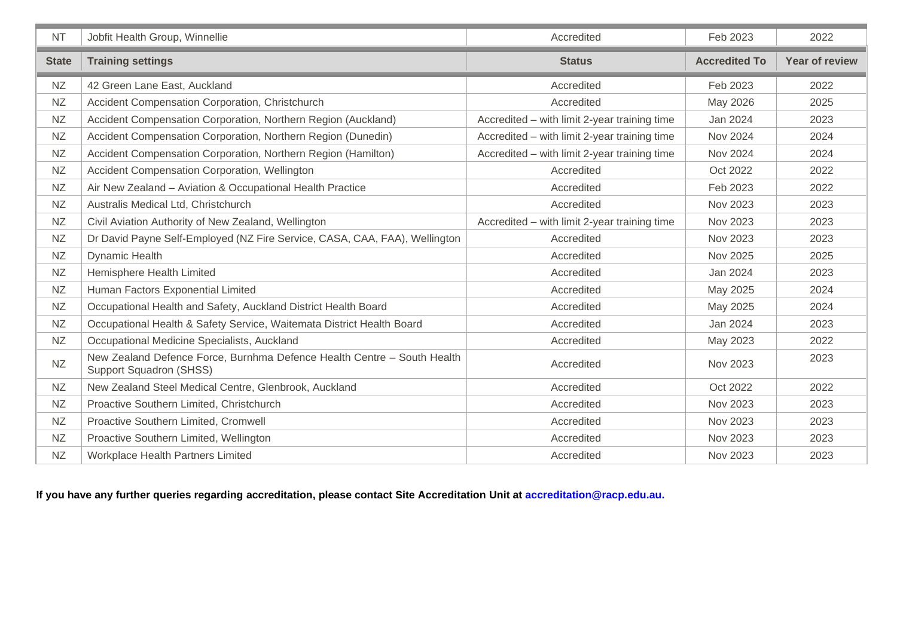| State | Training settings | Status | Accredited To | Year of review |
|---|---|---|---|---|
| NT | Jobfit Health Group, Winnellie | Accredited | Feb 2023 | 2022 |
| NZ | 42 Green Lane East, Auckland | Accredited | Feb 2023 | 2022 |
| NZ | Accident Compensation Corporation, Christchurch | Accredited | May 2026 | 2025 |
| NZ | Accident Compensation Corporation, Northern Region (Auckland) | Accredited – with limit 2-year training time | Jan 2024 | 2023 |
| NZ | Accident Compensation Corporation, Northern Region (Dunedin) | Accredited – with limit 2-year training time | Nov 2024 | 2024 |
| NZ | Accident Compensation Corporation, Northern Region (Hamilton) | Accredited – with limit 2-year training time | Nov 2024 | 2024 |
| NZ | Accident Compensation Corporation, Wellington | Accredited | Oct 2022 | 2022 |
| NZ | Air New Zealand – Aviation & Occupational Health Practice | Accredited | Feb 2023 | 2022 |
| NZ | Australis Medical Ltd, Christchurch | Accredited | Nov 2023 | 2023 |
| NZ | Civil Aviation Authority of New Zealand, Wellington | Accredited – with limit 2-year training time | Nov 2023 | 2023 |
| NZ | Dr David Payne Self-Employed (NZ Fire Service, CASA, CAA, FAA), Wellington | Accredited | Nov 2023 | 2023 |
| NZ | Dynamic Health | Accredited | Nov 2025 | 2025 |
| NZ | Hemisphere Health Limited | Accredited | Jan 2024 | 2023 |
| NZ | Human Factors Exponential Limited | Accredited | May 2025 | 2024 |
| NZ | Occupational Health and Safety, Auckland District Health Board | Accredited | May 2025 | 2024 |
| NZ | Occupational Health & Safety Service, Waitemata District Health Board | Accredited | Jan 2024 | 2023 |
| NZ | Occupational Medicine Specialists, Auckland | Accredited | May 2023 | 2022 |
| NZ | New Zealand Defence Force, Burnhma Defence Health Centre – South Health Support Squadron (SHSS) | Accredited | Nov 2023 | 2023 |
| NZ | New Zealand Steel Medical Centre, Glenbrook, Auckland | Accredited | Oct 2022 | 2022 |
| NZ | Proactive Southern Limited, Christchurch | Accredited | Nov 2023 | 2023 |
| NZ | Proactive Southern Limited, Cromwell | Accredited | Nov 2023 | 2023 |
| NZ | Proactive Southern Limited, Wellington | Accredited | Nov 2023 | 2023 |
| NZ | Workplace Health Partners Limited | Accredited | Nov 2023 | 2023 |

**If you have any further queries regarding accreditation, please contact Site Accreditation Unit at accreditation@racp.edu.au.**